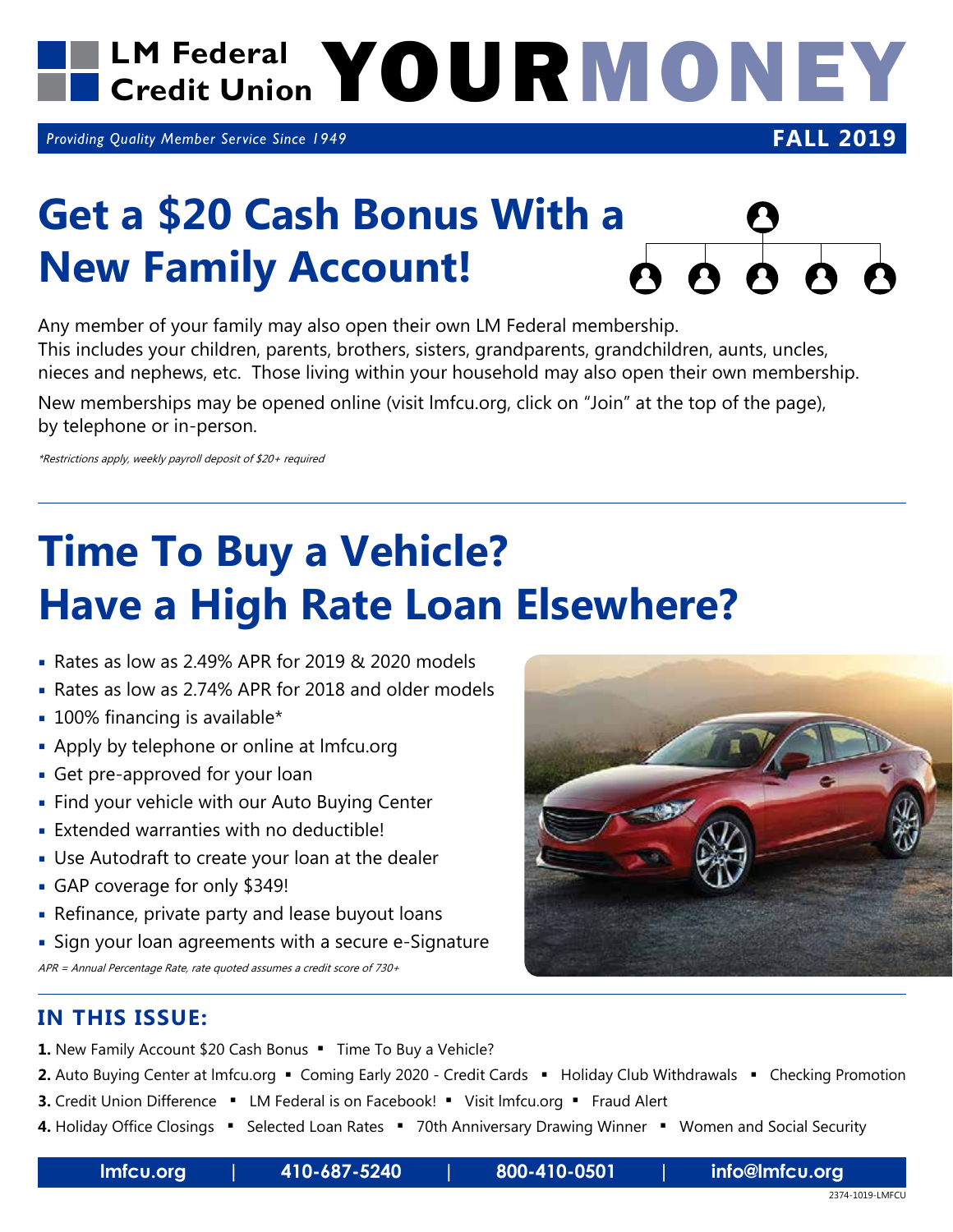# LM Federal Credit Union YOURMONEY

*Providing Quality Member Service Since 1949*

**FALL 2019**

## Get a $20 Cash Bonus With a New Family Account!

Any member of your family may also open their own LM Federal membership. This includes your children, parents, brothers, sisters, grandparents, grandchildren, aunts, uncles, nieces and nephews, etc. Those living within your household may also open their own membership.

New memberships may be opened online (visit lmfcu.org, click on "Join" at the top of the page), by telephone or in-person.

*\*Restrictions apply, weekly payroll deposit of $20+ required*

## Time To Buy a Vehicle? Have a High Rate Loan Elsewhere?

- Rates as low as 2.49% APR for 2019 & 2020 models
- Rates as low as 2.74% APR for 2018 and older models
- 100% financing is available*
- Apply by telephone or online at lmfcu.org
- Get pre-approved for your loan
- Find your vehicle with our Auto Buying Center
- Extended warranties with no deductible!
- Use Autodraft to create your loan at the dealer
- GAP coverage for only $349!
- Refinance, private party and lease buyout loans
- Sign your loan agreements with a secure e-Signature

*APR = Annual Percentage Rate, rate quoted assumes a credit score of 730+*

### IN THIS ISSUE:

**1.** New Family Account $20 Cash Bonus ▪ Time To Buy a Vehicle?

**2.** Auto Buying Center at lmfcu.org ▪ Coming Early 2020 - Credit Cards ▪ Holiday Club Withdrawals ▪ Checking Promotion

**3.** Credit Union Difference ▪ LM Federal is on Facebook! ▪ Visit lmfcu.org ▪ Fraud Alert

**4.** Holiday Office Closings ▪ Selected Loan Rates ▪ 70th Anniversary Drawing Winner ▪ Women and Social Security

lmfcu.org | 410-687-5240 | 800-410-0501 | info@lmfcu.org

2374-1019-LMFCU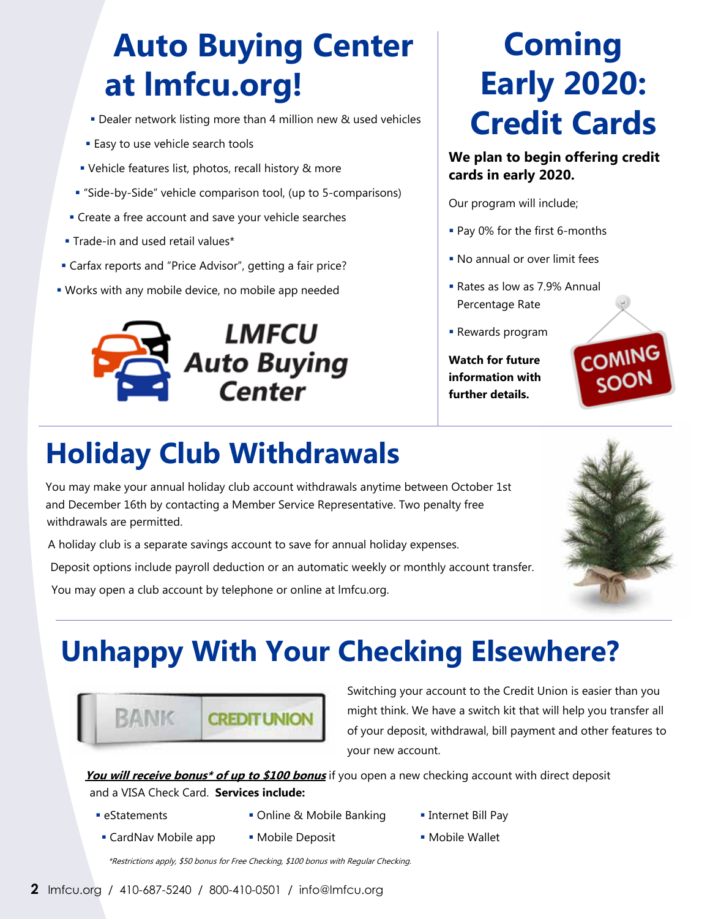# Auto Buying Center at lmfcu.org!

- Dealer network listing more than 4 million new & used vehicles
- Easy to use vehicle search tools
- Vehicle features list, photos, recall history & more
- "Side-by-Side" vehicle comparison tool, (up to 5-comparisons)
- Create a free account and save your vehicle searches
- Trade-in and used retail values*
- Carfax reports and "Price Advisor", getting a fair price?
- Works with any mobile device, no mobile app needed

LMFCU Auto Buying Center

# Coming Early 2020: Credit Cards

**We plan to begin offering credit cards in early 2020.**

Our program will include;

- Pay 0% for the first 6-months
- No annual or over limit fees
- Rates as low as 7.9% Annual Percentage Rate
- Rewards program

**Watch for future information with further details.**

COMING SOON

# Holiday Club Withdrawals

You may make your annual holiday club account withdrawals anytime between October 1st and December 16th by contacting a Member Service Representative. Two penalty free withdrawals are permitted.

A holiday club is a separate savings account to save for annual holiday expenses.

Deposit options include payroll deduction or an automatic weekly or monthly account transfer.

You may open a club account by telephone or online at lmfcu.org.

# Unhappy With Your Checking Elsewhere?

BANK CREDIT UNION

Switching your account to the Credit Union is easier than you might think. We have a switch kit that will help you transfer all of your deposit, withdrawal, bill payment and other features to your new account.

***You will receive bonus* of up to $100 bonus*** if you open a new checking account with direct deposit and a VISA Check Card. **Services include:**

- eStatements
- Online & Mobile Banking
- Internet Bill Pay
- CardNav Mobile app
- Mobile Deposit
- Mobile Wallet

*\*Restrictions apply, $50 bonus for Free Checking, $100 bonus with Regular Checking.*

lmfcu.org / 410-687-5240 / 800-410-0501 / info@lmfcu.org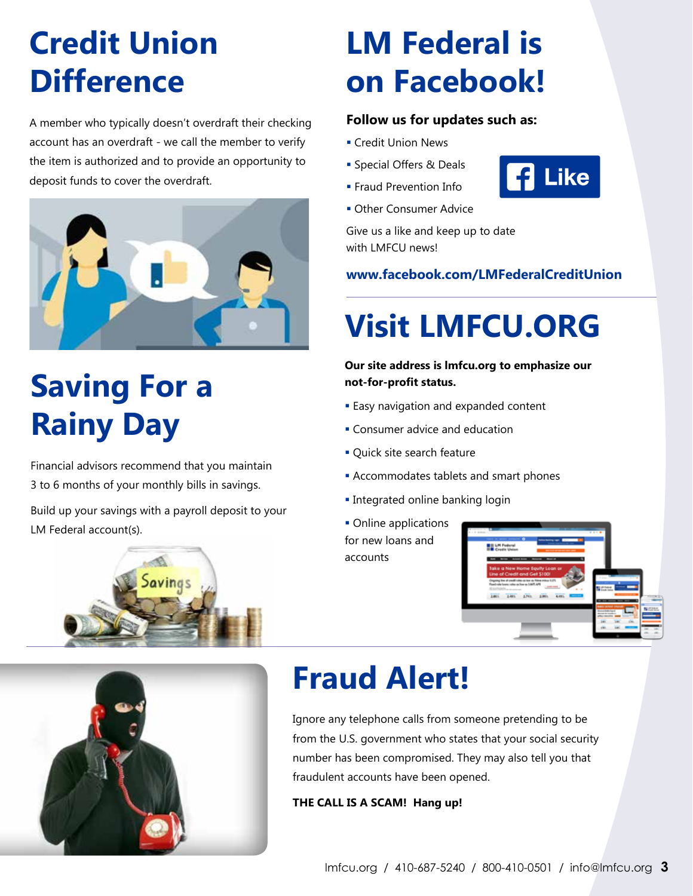# Credit Union Difference

A member who typically doesn't overdraft their checking account has an overdraft - we call the member to verify the item is authorized and to provide an opportunity to deposit funds to cover the overdraft.

# Saving For a Rainy Day

Financial advisors recommend that you maintain 3 to 6 months of your monthly bills in savings.

Build up your savings with a payroll deposit to your LM Federal account(s).

# LM Federal is on Facebook!

**Follow us for updates such as:**

- Credit Union News
- Special Offers & Deals
- Fraud Prevention Info
- Other Consumer Advice

Give us a like and keep up to date with LMFCU news!

**www.facebook.com/LMFederalCreditUnion**

# Visit LMFCU.ORG

**Our site address is lmfcu.org to emphasize our not-for-profit status.**

- Easy navigation and expanded content
- Consumer advice and education
- Quick site search feature
- Accommodates tablets and smart phones
- Integrated online banking login
- Online applications for new loans and accounts

# Fraud Alert!

Ignore any telephone calls from someone pretending to be from the U.S. government who states that your social security number has been compromised. They may also tell you that fraudulent accounts have been opened.

**THE CALL IS A SCAM! Hang up!**

lmfcu.org / 410-687-5240 / 800-410-0501 / info@lmfcu.org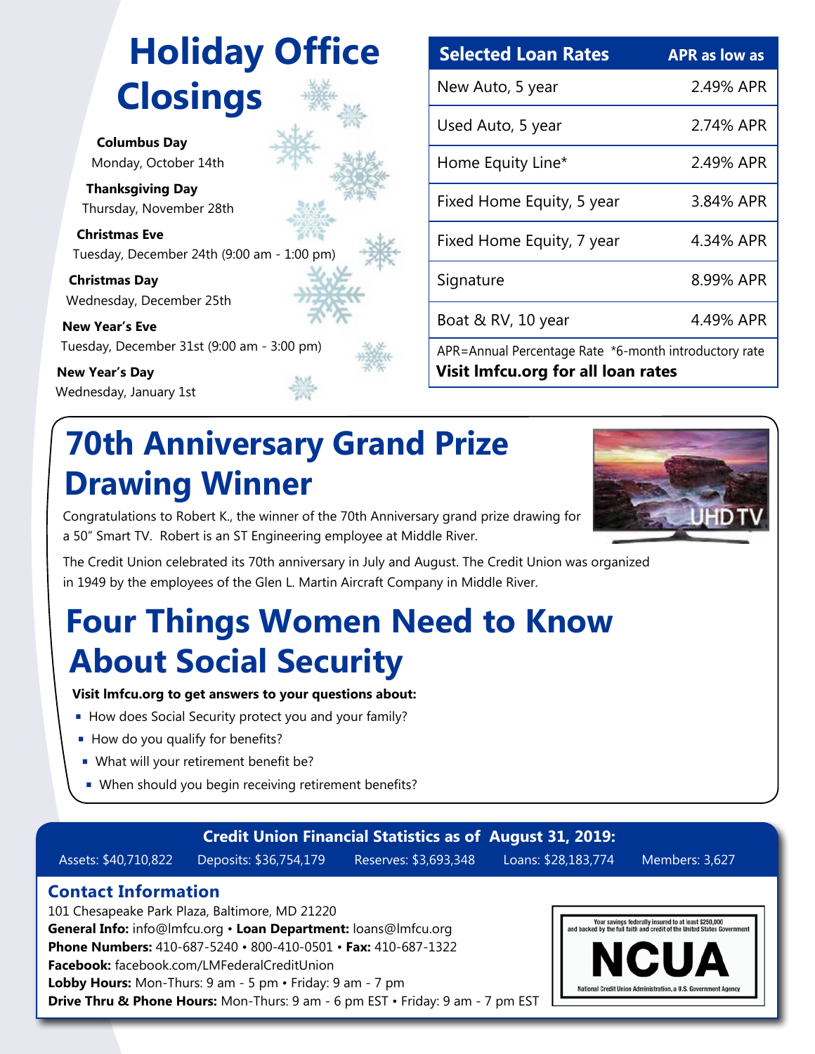# Holiday Office Closings

**Columbus Day**
Monday, October 14th

**Thanksgiving Day**
Thursday, November 28th

**Christmas Eve**
Tuesday, December 24th (9:00 am - 1:00 pm)

**Christmas Day**
Wednesday, December 25th

**New Year's Eve**
Tuesday, December 31st (9:00 am - 3:00 pm)

**New Year's Day**
Wednesday, January 1st

| Selected Loan Rates | APR as low as |
|---|---|
| New Auto, 5 year | 2.49% APR |
| Used Auto, 5 year | 2.74% APR |
| Home Equity Line* | 2.49% APR |
| Fixed Home Equity, 5 year | 3.84% APR |
| Fixed Home Equity, 7 year | 4.34% APR |
| Signature | 8.99% APR |
| Boat & RV, 10 year | 4.49% APR |

APR=Annual Percentage Rate *6-month introductory rate
**Visit lmfcu.org for all loan rates**

# 70th Anniversary Grand Prize Drawing Winner

Congratulations to Robert K., the winner of the 70th Anniversary grand prize drawing for a 50" Smart TV. Robert is an ST Engineering employee at Middle River.

The Credit Union celebrated its 70th anniversary in July and August. The Credit Union was organized in 1949 by the employees of the Glen L. Martin Aircraft Company in Middle River.

# Four Things Women Need to Know About Social Security

**Visit lmfcu.org to get answers to your questions about:**

- How does Social Security protect you and your family?
- How do you qualify for benefits?
- What will your retirement benefit be?
- When should you begin receiving retirement benefits?

**Credit Union Financial Statistics as of August 31, 2019:**

Assets: $40,710,822 Deposits: $36,754,179 Reserves: $3,693,348 Loans: $28,183,774 Members: 3,627

## Contact Information

101 Chesapeake Park Plaza, Baltimore, MD 21220
**General Info:** info@lmfcu.org • **Loan Department:** loans@lmfcu.org
**Phone Numbers:** 410-687-5240 • 800-410-0501 • **Fax:** 410-687-1322
**Facebook:** facebook.com/LMFederalCreditUnion
**Lobby Hours:** Mon-Thurs: 9 am - 5 pm • Friday: 9 am - 7 pm
**Drive Thru & Phone Hours:** Mon-Thurs: 9 am - 6 pm EST • Friday: 9 am - 7 pm EST

Your savings federally insured to at least $250,000 and backed by the full faith and credit of the United States Government
NCUA
National Credit Union Administration, a U.S. Government Agency